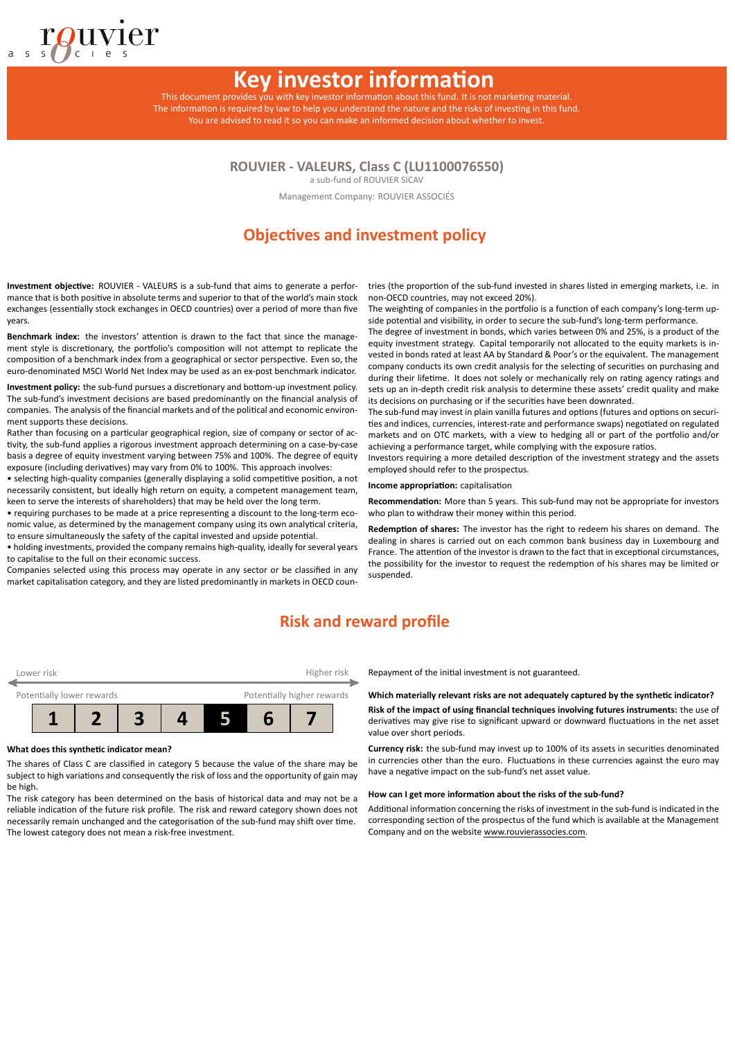# Key investor information

This document provides you with key investor information about this fund. It is not marketing material.
The information is required by law to help you understand the nature and the risks of investing in this fund.
You are advised to read it so you can make an informed decision about whether to invest.

**ROUVIER - VALEURS, Class C (LU1100076550)**
a sub-fund of ROUVIER SICAV

Management Company: ROUVIER ASSOCIÉS

## Objectives and investment policy

**Investment objective:** ROUVIER - VALEURS is a sub-fund that aims to generate a performance that is both positive in absolute terms and superior to that of the world's main stock exchanges (essentially stock exchanges in OECD countries) over a period of more than five years.

**Benchmark index:** the investors' attention is drawn to the fact that since the management style is discretionary, the portfolio's composition will not attempt to replicate the composition of a benchmark index from a geographical or sector perspective. Even so, the euro-denominated MSCI World Net Index may be used as an ex-post benchmark indicator.

**Investment policy:** the sub-fund pursues a discretionary and bottom-up investment policy. The sub-fund's investment decisions are based predominantly on the financial analysis of companies. The analysis of the financial markets and of the political and economic environment supports these decisions.

Rather than focusing on a particular geographical region, size of company or sector of activity, the sub-fund applies a rigorous investment approach determining on a case-by-case basis a degree of equity investment varying between 75% and 100%. The degree of equity exposure (including derivatives) may vary from 0% to 100%. This approach involves:

- selecting high-quality companies (generally displaying a solid competitive position, a not necessarily consistent, but ideally high return on equity, a competent management team, keen to serve the interests of shareholders) that may be held over the long term.
- requiring purchases to be made at a price representing a discount to the long-term economic value, as determined by the management company using its own analytical criteria, to ensure simultaneously the safety of the capital invested and upside potential.
- holding investments, provided the company remains high-quality, ideally for several years to capitalise to the full on their economic success.

Companies selected using this process may operate in any sector or be classified in any market capitalisation category, and they are listed predominantly in markets in OECD countries (the proportion of the sub-fund invested in shares listed in emerging markets, i.e. in non-OECD countries, may not exceed 20%).

The weighting of companies in the portfolio is a function of each company's long-term upside potential and visibility, in order to secure the sub-fund's long-term performance.

The degree of investment in bonds, which varies between 0% and 25%, is a product of the equity investment strategy. Capital temporarily not allocated to the equity markets is invested in bonds rated at least AA by Standard & Poor's or the equivalent. The management company conducts its own credit analysis for the selecting of securities on purchasing and during their lifetime. It does not solely or mechanically rely on rating agency ratings and sets up an in-depth credit risk analysis to determine these assets' credit quality and make its decisions on purchasing or if the securities have been downrated.

The sub-fund may invest in plain vanilla futures and options (futures and options on securities and indices, currencies, interest-rate and performance swaps) negotiated on regulated markets and on OTC markets, with a view to hedging all or part of the portfolio and/or achieving a performance target, while complying with the exposure ratios.

Investors requiring a more detailed description of the investment strategy and the assets employed should refer to the prospectus.

**Income appropriation:** capitalisation

**Recommendation:** More than 5 years. This sub-fund may not be appropriate for investors who plan to withdraw their money within this period.

**Redemption of shares:** The investor has the right to redeem his shares on demand. The dealing in shares is carried out on each common bank business day in Luxembourg and France. The attention of the investor is drawn to the fact that in exceptional circumstances, the possibility for the investor to request the redemption of his shares may be limited or suspended.

## Risk and reward profile

| Lower risk | | | | | | Higher risk |
|---|---|---|---|---|---|---|
| Potentially lower rewards | | | | | | Potentially higher rewards |
| 1 | 2 | 3 | 4 | **5** | 6 | 7 |

**What does this synthetic indicator mean?**

The shares of Class C are classified in category 5 because the value of the share may be subject to high variations and consequently the risk of loss and the opportunity of gain may be high.

The risk category has been determined on the basis of historical data and may not be a reliable indication of the future risk profile. The risk and reward category shown does not necessarily remain unchanged and the categorisation of the sub-fund may shift over time. The lowest category does not mean a risk-free investment.

Repayment of the initial investment is not guaranteed.

**Which materially relevant risks are not adequately captured by the synthetic indicator?**

**Risk of the impact of using financial techniques involving futures instruments:** the use of derivatives may give rise to significant upward or downward fluctuations in the net asset value over short periods.

**Currency risk:** the sub-fund may invest up to 100% of its assets in securities denominated in currencies other than the euro. Fluctuations in these currencies against the euro may have a negative impact on the sub-fund's net asset value.

**How can I get more information about the risks of the sub-fund?**

Additional information concerning the risks of investment in the sub-fund is indicated in the corresponding section of the prospectus of the fund which is available at the Management Company and on the website www.rouvierassocies.com.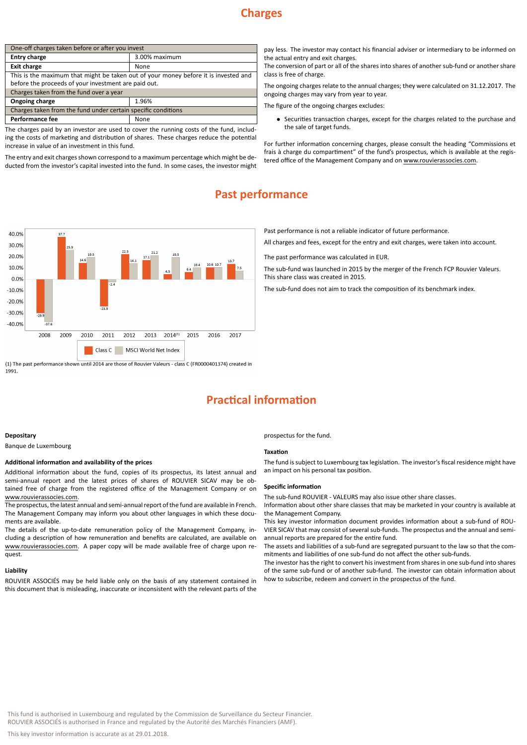## Charges

| | |
|---|---|
| One-off charges taken before or after you invest | |
| **Entry charge** | 3.00% maximum |
| **Exit charge** | None |
| This is the maximum that might be taken out of your money before it is invested and before the proceeds of your investment are paid out. | |
| Charges taken from the fund over a year | |
| **Ongoing charge** | 1.96% |
| Charges taken from the fund under certain specific conditions | |
| **Performance fee** | None |

The charges paid by an investor are used to cover the running costs of the fund, including the costs of marketing and distribution of shares. These charges reduce the potential increase in value of an investment in this fund.

The entry and exit charges shown correspond to a maximum percentage which might be deducted from the investor's capital invested into the fund. In some cases, the investor might pay less. The investor may contact his financial adviser or intermediary to be informed on the actual entry and exit charges.

The conversion of part or all of the shares into shares of another sub-fund or another share class is free of charge.

The ongoing charges relate to the annual charges; they were calculated on 31.12.2017. The ongoing charges may vary from year to year.

The figure of the ongoing charges excludes:

- Securities transaction charges, except for the charges related to the purchase and the sale of target funds.

For further information concerning charges, please consult the heading "Commissions et frais à charge du compartiment" of the fund's prospectus, which is available at the registered office of the Management Company and on www.rouvierassocies.com.

## Past performance

40.0%
30.0%
20.0%
10.0%
0.0%
-10.0%
-20.0%
-30.0%
-40.0%

-29.9 -37.6 37.7 25.9 14.6 19.5 -23.9 -2.4 22.3 14.1 17.1 21.2 4.5 19.5 6.4 10.4 10.6 10.7 13.7 7.5

2008 2009 2010 2011 2012 2013 2014(1) 2015 2016 2017

Class C MSCI World Net Index

(1) The past performance shown until 2014 are those of Rouvier Valeurs - class C (FR0000401374) created in 1991.

Past performance is not a reliable indicator of future performance.

All charges and fees, except for the entry and exit charges, were taken into account.

The past performance was calculated in EUR.

The sub-fund was launched in 2015 by the merger of the French FCP Rouvier Valeurs. This share class was created in 2015.

The sub-fund does not aim to track the composition of its benchmark index.

## Practical information

**Depositary**

Banque de Luxembourg

**Additional information and availability of the prices**

Additional information about the fund, copies of its prospectus, its latest annual and semi-annual report and the latest prices of shares of ROUVIER SICAV may be obtained free of charge from the registered office of the Management Company or on www.rouvierassocies.com.

The prospectus, the latest annual and semi-annual report of the fund are available in French. The Management Company may inform you about other languages in which these documents are available.

The details of the up-to-date remuneration policy of the Management Company, including a description of how remuneration and benefits are calculated, are available on www.rouvierassocies.com. A paper copy will be made available free of charge upon request.

**Liability**

ROUVIER ASSOCIÉS may be held liable only on the basis of any statement contained in this document that is misleading, inaccurate or inconsistent with the relevant parts of the prospectus for the fund.

**Taxation**

The fund is subject to Luxembourg tax legislation. The investor's fiscal residence might have an impact on his personal tax position.

**Specific information**

The sub-fund ROUVIER - VALEURS may also issue other share classes.

Information about other share classes that may be marketed in your country is available at the Management Company.

This key investor information document provides information about a sub-fund of ROUVIER SICAV that may consist of several sub-funds. The prospectus and the annual and semi-annual reports are prepared for the entire fund.

The assets and liabilities of a sub-fund are segregated pursuant to the law so that the commitments and liabilities of one sub-fund do not affect the other sub-funds.

The investor has the right to convert his investment from shares in one sub-fund into shares of the same sub-fund or of another sub-fund. The investor can obtain information about how to subscribe, redeem and convert in the prospectus of the fund.

This fund is authorised in Luxembourg and regulated by the Commission de Surveillance du Secteur Financier.
ROUVIER ASSOCIÉS is authorised in France and regulated by the Autorité des Marchés Financiers (AMF).

This key investor information is accurate as at 29.01.2018.